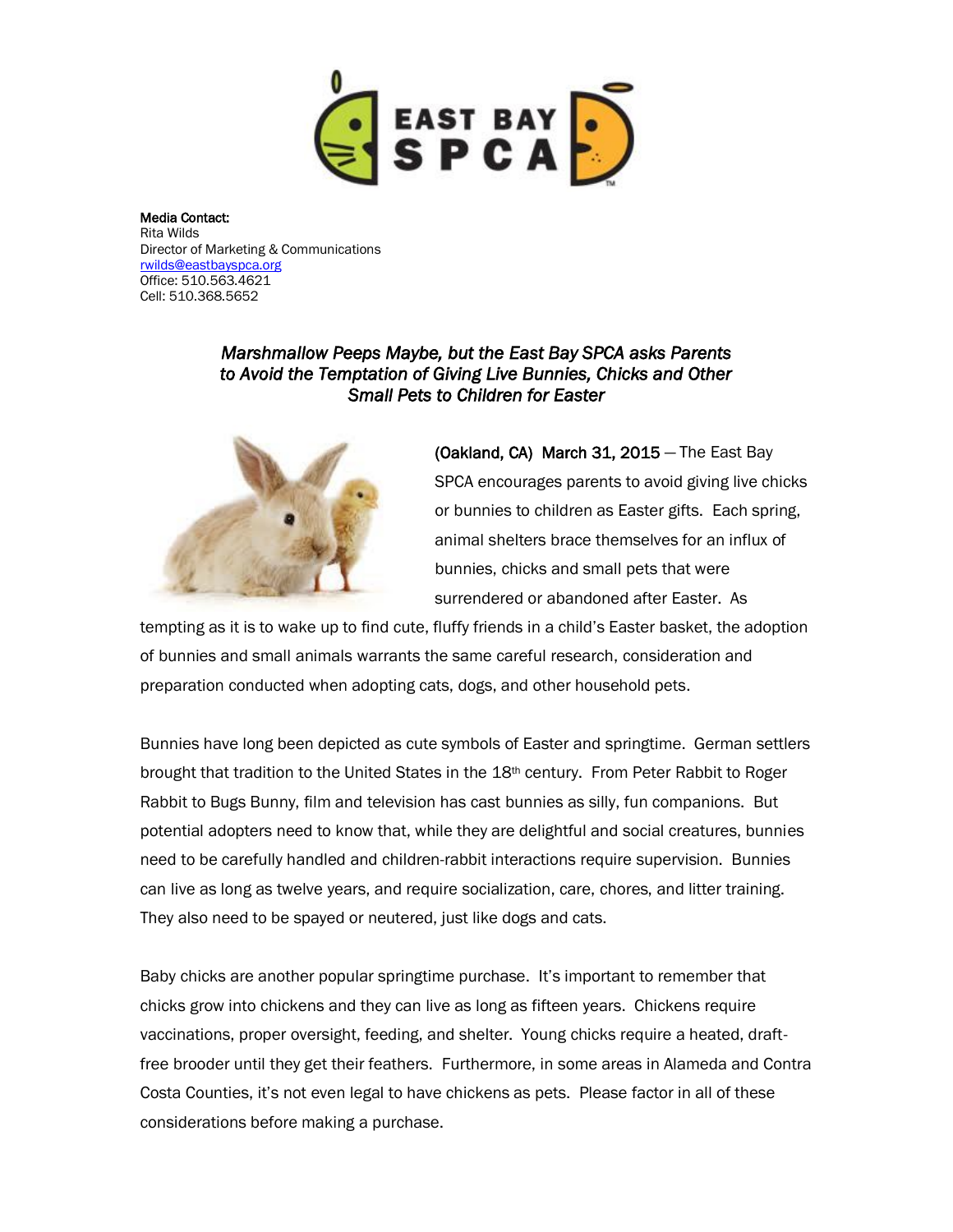**Media Contact:**
Rita Wilds
Director of Marketing & Communications
rwilds@eastbayspca.org
Office: 510.563.4621
Cell: 510.368.5652

### *Marshmallow Peeps Maybe, but the East Bay SPCA asks Parents to Avoid the Temptation of Giving Live Bunnies, Chicks and Other Small Pets to Children for Easter*

**(Oakland, CA) March 31, 2015** — The East Bay SPCA encourages parents to avoid giving live chicks or bunnies to children as Easter gifts. Each spring, animal shelters brace themselves for an influx of bunnies, chicks and small pets that were surrendered or abandoned after Easter. As tempting as it is to wake up to find cute, fluffy friends in a child's Easter basket, the adoption of bunnies and small animals warrants the same careful research, consideration and preparation conducted when adopting cats, dogs, and other household pets.

Bunnies have long been depicted as cute symbols of Easter and springtime. German settlers brought that tradition to the United States in the 18th century. From Peter Rabbit to Roger Rabbit to Bugs Bunny, film and television has cast bunnies as silly, fun companions. But potential adopters need to know that, while they are delightful and social creatures, bunnies need to be carefully handled and children-rabbit interactions require supervision. Bunnies can live as long as twelve years, and require socialization, care, chores, and litter training. They also need to be spayed or neutered, just like dogs and cats.

Baby chicks are another popular springtime purchase. It's important to remember that chicks grow into chickens and they can live as long as fifteen years. Chickens require vaccinations, proper oversight, feeding, and shelter. Young chicks require a heated, draft-free brooder until they get their feathers. Furthermore, in some areas in Alameda and Contra Costa Counties, it's not even legal to have chickens as pets. Please factor in all of these considerations before making a purchase.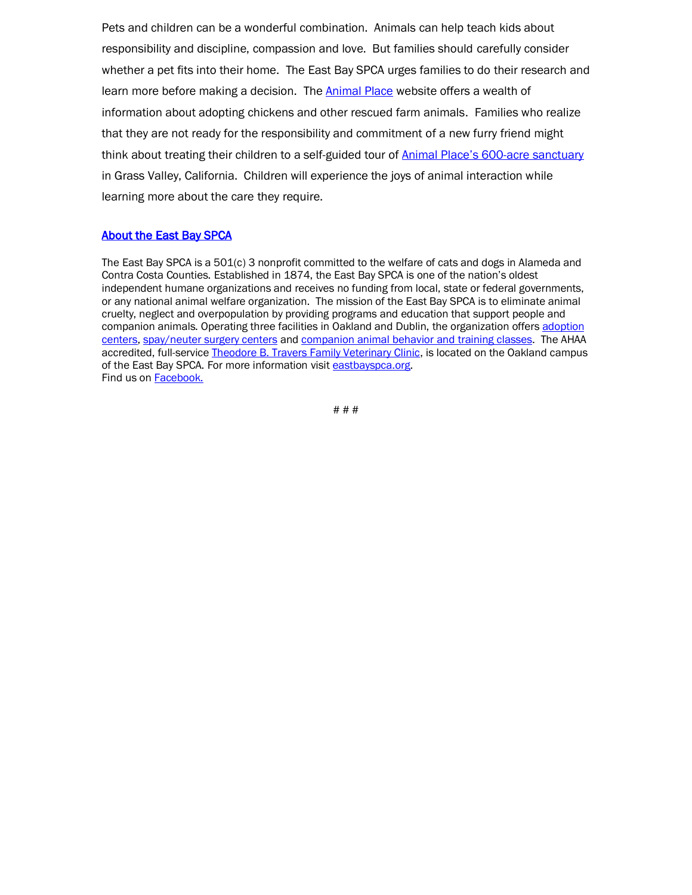Pets and children can be a wonderful combination. Animals can help teach kids about responsibility and discipline, compassion and love. But families should carefully consider whether a pet fits into their home. The East Bay SPCA urges families to do their research and learn more before making a decision. The Animal Place website offers a wealth of information about adopting chickens and other rescued farm animals. Families who realize that they are not ready for the responsibility and commitment of a new furry friend might think about treating their children to a self-guided tour of Animal Place's 600-acre sanctuary in Grass Valley, California. Children will experience the joys of animal interaction while learning more about the care they require.

**About the East Bay SPCA**

The East Bay SPCA is a 501(c) 3 nonprofit committed to the welfare of cats and dogs in Alameda and Contra Costa Counties. Established in 1874, the East Bay SPCA is one of the nation's oldest independent humane organizations and receives no funding from local, state or federal governments, or any national animal welfare organization. The mission of the East Bay SPCA is to eliminate animal cruelty, neglect and overpopulation by providing programs and education that support people and companion animals. Operating three facilities in Oakland and Dublin, the organization offers adoption centers, spay/neuter surgery centers and companion animal behavior and training classes. The AHAA accredited, full-service Theodore B. Travers Family Veterinary Clinic, is located on the Oakland campus of the East Bay SPCA. For more information visit eastbayspca.org.
Find us on Facebook.

# # #